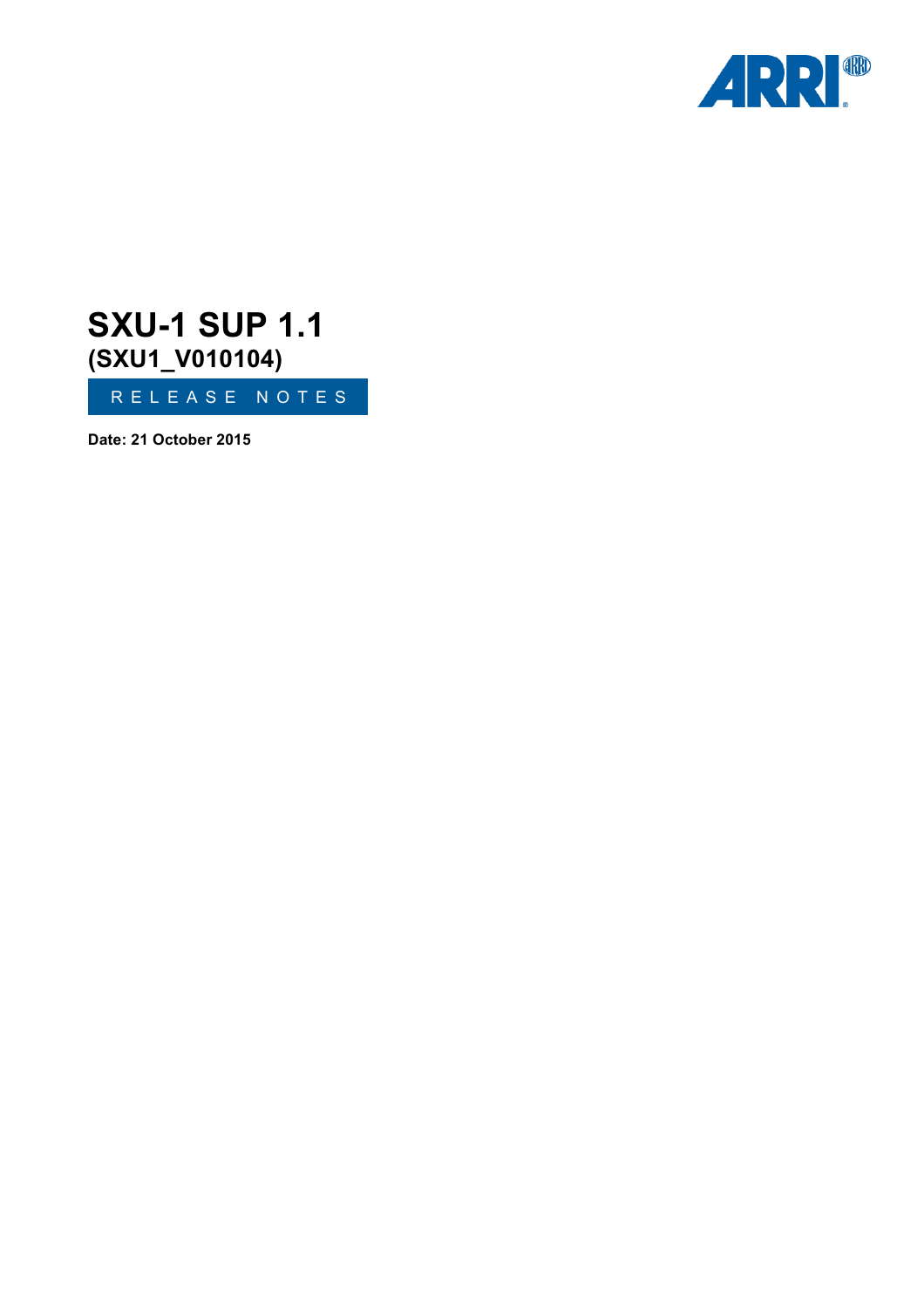# SXU-1 SUP 1.1

## (SXU1_V010104)

RELEASE NOTES

**Date: 21 October 2015**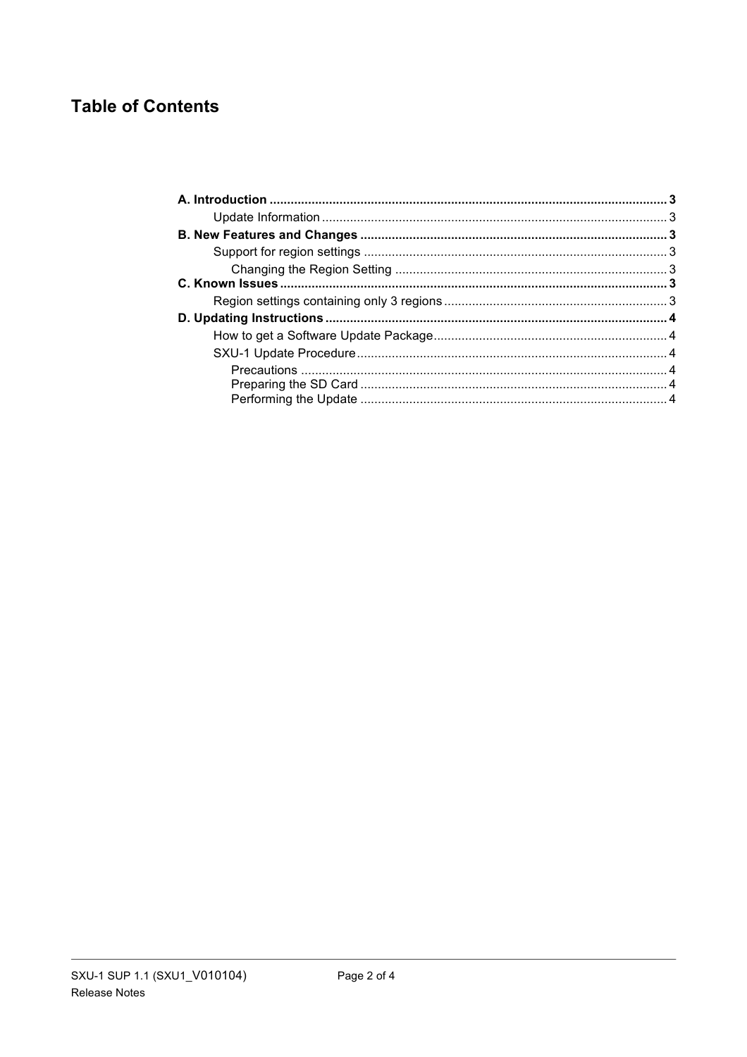# Table of Contents

**A. Introduction** ..... **3**

- Update Information ..... 3

**B. New Features and Changes** ..... **3**

- Support for region settings ..... 3
  - Changing the Region Setting ..... 3

**C. Known Issues** ..... **3**

- Region settings containing only 3 regions ..... 3

**D. Updating Instructions** ..... **4**

- How to get a Software Update Package ..... 4
- SXU-1 Update Procedure ..... 4
  - Precautions ..... 4
  - Preparing the SD Card ..... 4
  - Performing the Update ..... 4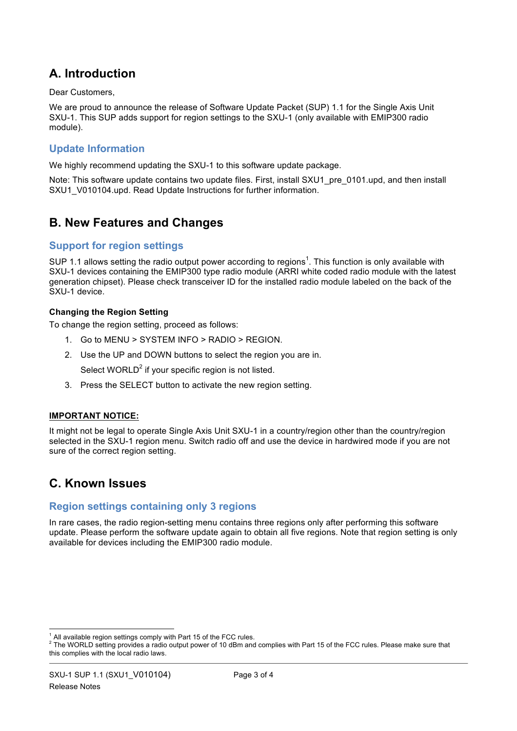# A. Introduction

Dear Customers,

We are proud to announce the release of Software Update Packet (SUP) 1.1 for the Single Axis Unit SXU-1. This SUP adds support for region settings to the SXU-1 (only available with EMIP300 radio module).

## Update Information

We highly recommend updating the SXU-1 to this software update package.

Note: This software update contains two update files. First, install SXU1_pre_0101.upd, and then install SXU1_V010104.upd. Read Update Instructions for further information.

# B. New Features and Changes

## Support for region settings

SUP 1.1 allows setting the radio output power according to regions[1]. This function is only available with SXU-1 devices containing the EMIP300 type radio module (ARRI white coded radio module with the latest generation chipset). Please check transceiver ID for the installed radio module labeled on the back of the SXU-1 device.

### Changing the Region Setting

To change the region setting, proceed as follows:

1. Go to MENU > SYSTEM INFO > RADIO > REGION.
2. Use the UP and DOWN buttons to select the region you are in.
   Select WORLD[2] if your specific region is not listed.
3. Press the SELECT button to activate the new region setting.

**IMPORTANT NOTICE:**

It might not be legal to operate Single Axis Unit SXU-1 in a country/region other than the country/region selected in the SXU-1 region menu. Switch radio off and use the device in hardwired mode if you are not sure of the correct region setting.

# C. Known Issues

## Region settings containing only 3 regions

In rare cases, the radio region-setting menu contains three regions only after performing this software update. Please perform the software update again to obtain all five regions. Note that region setting is only available for devices including the EMIP300 radio module.

---

[1] All available region settings comply with Part 15 of the FCC rules.

[2] The WORLD setting provides a radio output power of 10 dBm and complies with Part 15 of the FCC rules. Please make sure that this complies with the local radio laws.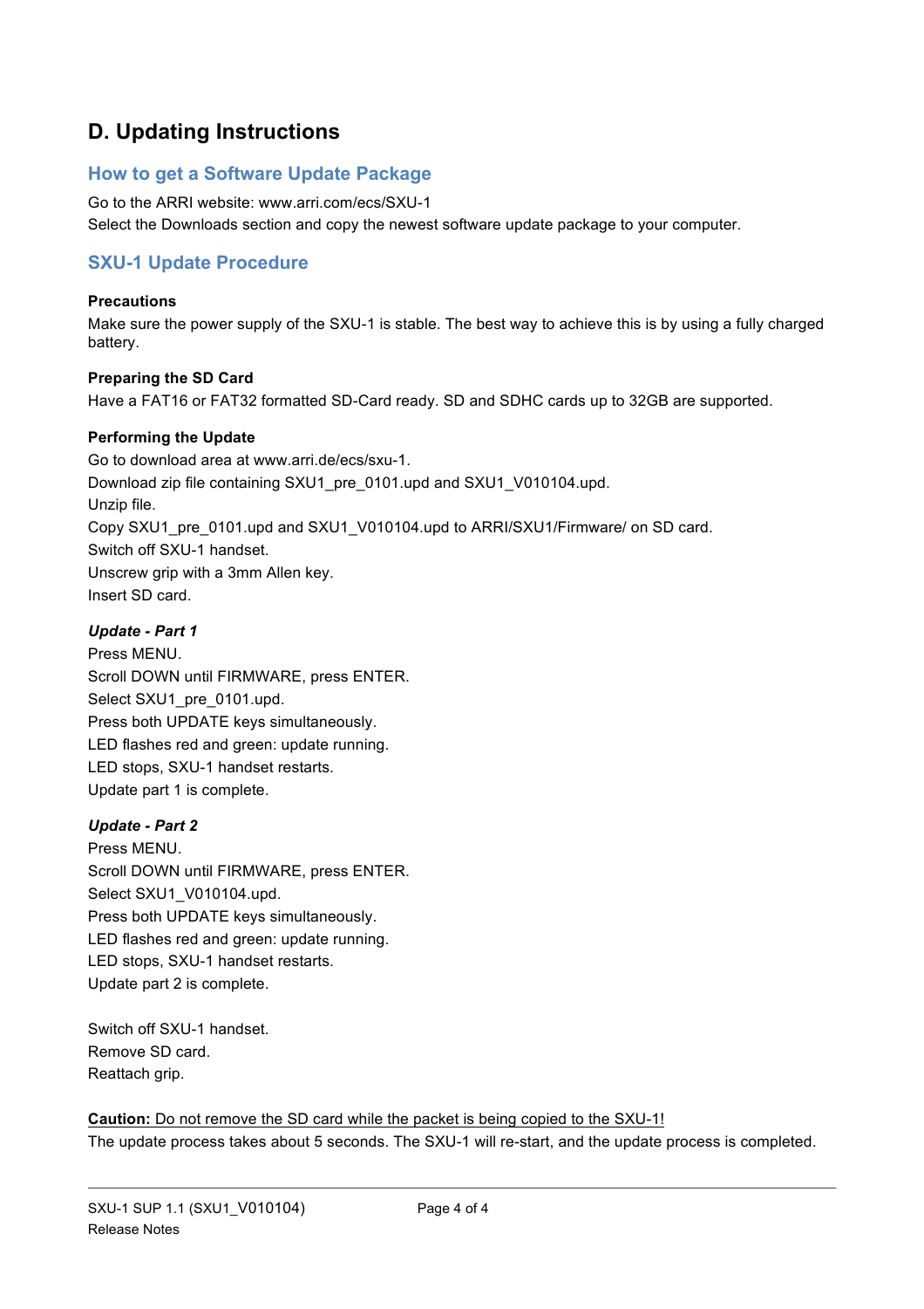# D. Updating Instructions

## How to get a Software Update Package

Go to the ARRI website: www.arri.com/ecs/SXU-1
Select the Downloads section and copy the newest software update package to your computer.

## SXU-1 Update Procedure

**Precautions**

Make sure the power supply of the SXU-1 is stable. The best way to achieve this is by using a fully charged battery.

**Preparing the SD Card**

Have a FAT16 or FAT32 formatted SD-Card ready. SD and SDHC cards up to 32GB are supported.

**Performing the Update**

Go to download area at www.arri.de/ecs/sxu-1.
Download zip file containing SXU1_pre_0101.upd and SXU1_V010104.upd.
Unzip file.
Copy SXU1_pre_0101.upd and SXU1_V010104.upd to ARRI/SXU1/Firmware/ on SD card.
Switch off SXU-1 handset.
Unscrew grip with a 3mm Allen key.
Insert SD card.

***Update - Part 1***

Press MENU.
Scroll DOWN until FIRMWARE, press ENTER.
Select SXU1_pre_0101.upd.
Press both UPDATE keys simultaneously.
LED flashes red and green: update running.
LED stops, SXU-1 handset restarts.
Update part 1 is complete.

***Update - Part 2***

Press MENU.
Scroll DOWN until FIRMWARE, press ENTER.
Select SXU1_V010104.upd.
Press both UPDATE keys simultaneously.
LED flashes red and green: update running.
LED stops, SXU-1 handset restarts.
Update part 2 is complete.

Switch off SXU-1 handset.
Remove SD card.
Reattach grip.

<u>**Caution:** Do not remove the SD card while the packet is being copied to the SXU-1!</u>
The update process takes about 5 seconds. The SXU-1 will re-start, and the update process is completed.